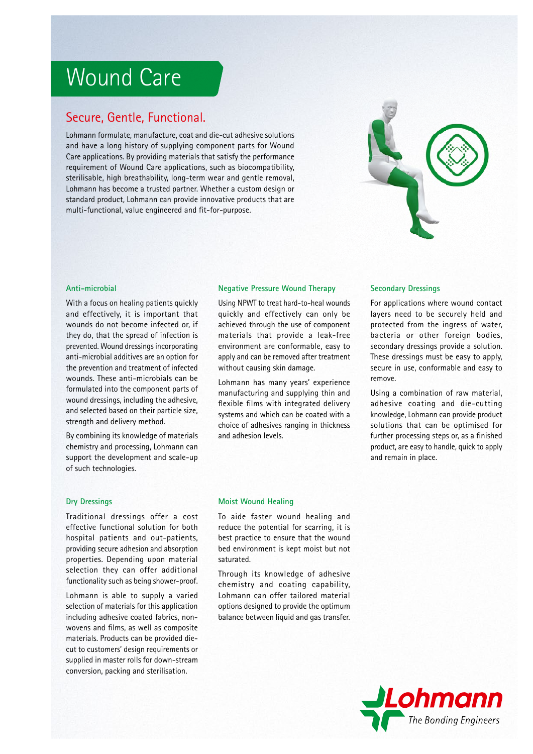# Wound Care

## Secure, Gentle, Functional.

Lohmann formulate, manufacture, coat and die-cut adhesive solutions and have a long history of supplying component parts for Wound Care applications. By providing materials that satisfy the performance requirement of Wound Care applications, such as biocompatibility, sterilisable, high breathability, long-term wear and gentle removal, Lohmann has become a trusted partner. Whether a custom design or standard product, Lohmann can provide innovative products that are multi-functional, value engineered and fit-for-purpose.

### Anti-microbial

With a focus on healing patients quickly and effectively, it is important that wounds do not become infected or, if they do, that the spread of infection is prevented. Wound dressings incorporating anti-microbial additives are an option for the prevention and treatment of infected wounds. These anti-microbials can be formulated into the component parts of wound dressings, including the adhesive, and selected based on their particle size, strength and delivery method.

By combining its knowledge of materials chemistry and processing, Lohmann can support the development and scale-up of such technologies.

### Negative Pressure Wound Therapy

Using NPWT to treat hard-to-heal wounds quickly and effectively can only be achieved through the use of component materials that provide a leak-free environment are conformable, easy to apply and can be removed after treatment without causing skin damage.

Lohmann has many years' experience manufacturing and supplying thin and flexible films with integrated delivery systems and which can be coated with a choice of adhesives ranging in thickness and adhesion levels.

### Secondary Dressings

For applications where wound contact layers need to be securely held and protected from the ingress of water, bacteria or other foreign bodies, secondary dressings provide a solution. These dressings must be easy to apply, secure in use, conformable and easy to remove.

Using a combination of raw material, adhesive coating and die-cutting knowledge, Lohmann can provide product solutions that can be optimised for further processing steps or, as a finished product, are easy to handle, quick to apply and remain in place.

### Dry Dressings

Traditional dressings offer a cost effective functional solution for both hospital patients and out-patients, providing secure adhesion and absorption properties. Depending upon material selection they can offer additional functionality such as being shower-proof.

Lohmann is able to supply a varied selection of materials for this application including adhesive coated fabrics, non-wovens and films, as well as composite materials. Products can be provided die-cut to customers' design requirements or supplied in master rolls for down-stream conversion, packing and sterilisation.

### Moist Wound Healing

To aide faster wound healing and reduce the potential for scarring, it is best practice to ensure that the wound bed environment is kept moist but not saturated.

Through its knowledge of adhesive chemistry and coating capability, Lohmann can offer tailored material options designed to provide the optimum balance between liquid and gas transfer.

Lohmann
*The Bonding Engineers*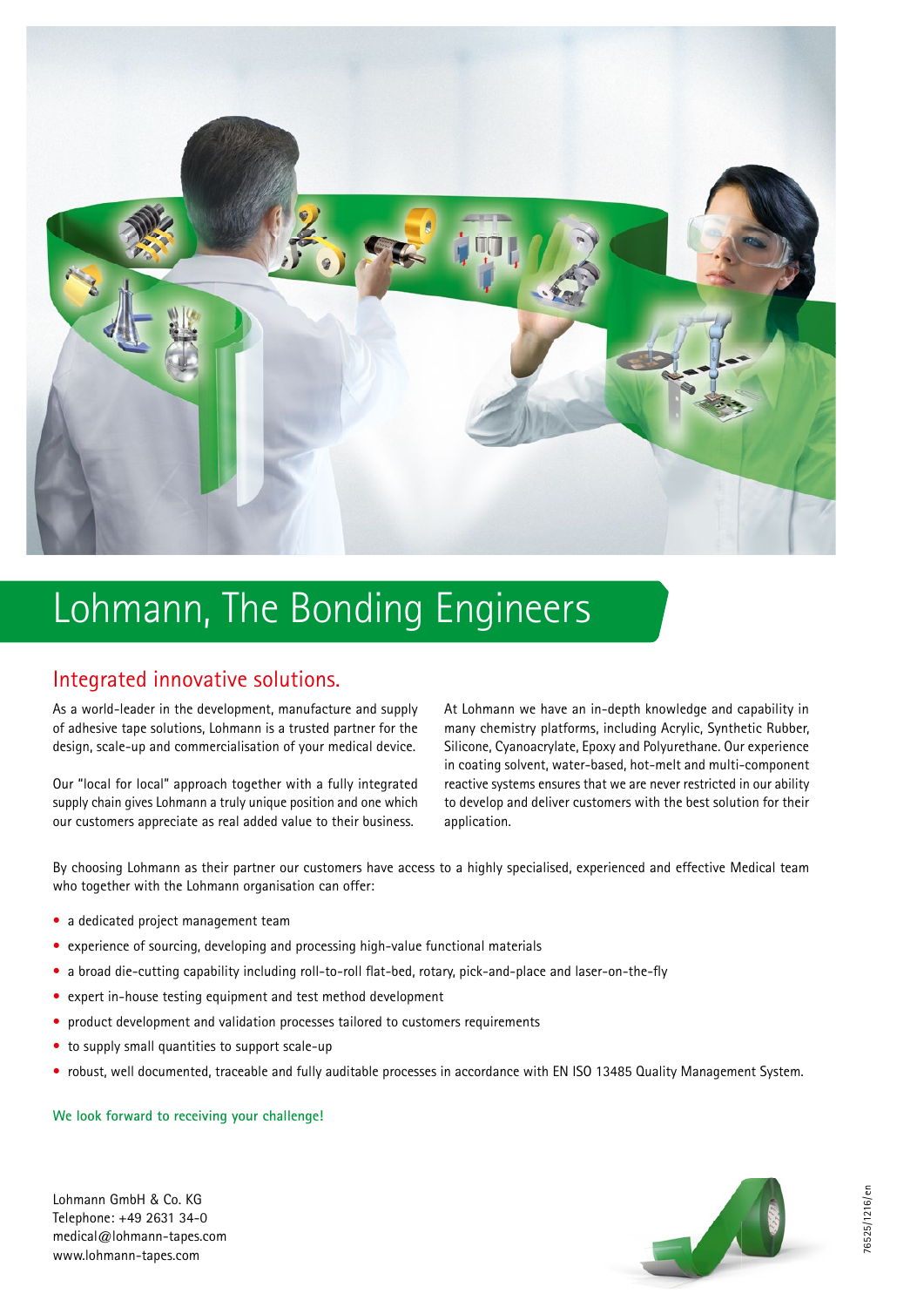# Lohmann, The Bonding Engineers

## Integrated innovative solutions.

As a world-leader in the development, manufacture and supply of adhesive tape solutions, Lohmann is a trusted partner for the design, scale-up and commercialisation of your medical device.

Our "local for local" approach together with a fully integrated supply chain gives Lohmann a truly unique position and one which our customers appreciate as real added value to their business.

At Lohmann we have an in-depth knowledge and capability in many chemistry platforms, including Acrylic, Synthetic Rubber, Silicone, Cyanoacrylate, Epoxy and Polyurethane. Our experience in coating solvent, water-based, hot-melt and multi-component reactive systems ensures that we are never restricted in our ability to develop and deliver customers with the best solution for their application.

By choosing Lohmann as their partner our customers have access to a highly specialised, experienced and effective Medical team who together with the Lohmann organisation can offer:

- a dedicated project management team
- experience of sourcing, developing and processing high-value functional materials
- a broad die-cutting capability including roll-to-roll flat-bed, rotary, pick-and-place and laser-on-the-fly
- expert in-house testing equipment and test method development
- product development and validation processes tailored to customers requirements
- to supply small quantities to support scale-up
- robust, well documented, traceable and fully auditable processes in accordance with EN ISO 13485 Quality Management System.

**We look forward to receiving your challenge!**

Lohmann GmbH & Co. KG
Telephone: +49 2631 34-0
medical@lohmann-tapes.com
www.lohmann-tapes.com

76525/1216/en